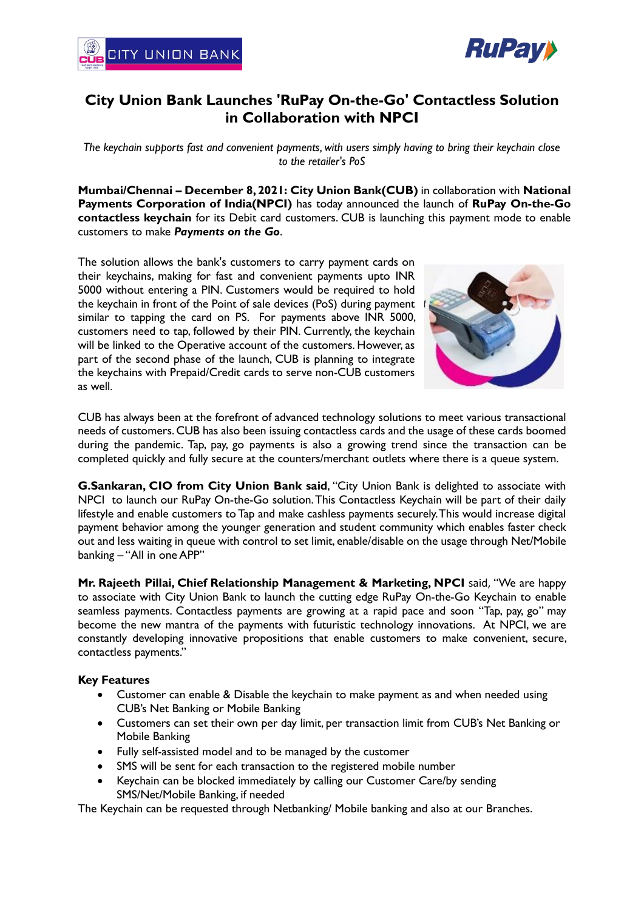# City Union Bank Launches 'RuPay On-the-Go' Contactless Solution in Collaboration with NPCI

*The keychain supports fast and convenient payments, with users simply having to bring their keychain close to the retailer's PoS*

**Mumbai/Chennai – December 8, 2021: City Union Bank(CUB)** in collaboration with **National Payments Corporation of India(NPCI)** has today announced the launch of **RuPay On-the-Go contactless keychain** for its Debit card customers. CUB is launching this payment mode to enable customers to make ***Payments on the Go***.

The solution allows the bank's customers to carry payment cards on their keychains, making for fast and convenient payments upto INR 5000 without entering a PIN. Customers would be required to hold the keychain in front of the Point of sale devices (PoS) during payment similar to tapping the card on PS. For payments above INR 5000, customers need to tap, followed by their PIN. Currently, the keychain will be linked to the Operative account of the customers. However, as part of the second phase of the launch, CUB is planning to integrate the keychains with Prepaid/Credit cards to serve non-CUB customers as well.

CUB has always been at the forefront of advanced technology solutions to meet various transactional needs of customers. CUB has also been issuing contactless cards and the usage of these cards boomed during the pandemic. Tap, pay, go payments is also a growing trend since the transaction can be completed quickly and fully secure at the counters/merchant outlets where there is a queue system.

**G.Sankaran, CIO from City Union Bank said**, "City Union Bank is delighted to associate with NPCI to launch our RuPay On-the-Go solution. This Contactless Keychain will be part of their daily lifestyle and enable customers to Tap and make cashless payments securely. This would increase digital payment behavior among the younger generation and student community which enables faster check out and less waiting in queue with control to set limit, enable/disable on the usage through Net/Mobile banking – "All in one APP"

**Mr. Rajeeth Pillai, Chief Relationship Management & Marketing, NPCI** said, "We are happy to associate with City Union Bank to launch the cutting edge RuPay On-the-Go Keychain to enable seamless payments. Contactless payments are growing at a rapid pace and soon "Tap, pay, go" may become the new mantra of the payments with futuristic technology innovations. At NPCI, we are constantly developing innovative propositions that enable customers to make convenient, secure, contactless payments."

**Key Features**

- Customer can enable & Disable the keychain to make payment as and when needed using CUB's Net Banking or Mobile Banking
- Customers can set their own per day limit, per transaction limit from CUB's Net Banking or Mobile Banking
- Fully self-assisted model and to be managed by the customer
- SMS will be sent for each transaction to the registered mobile number
- Keychain can be blocked immediately by calling our Customer Care/by sending SMS/Net/Mobile Banking, if needed

The Keychain can be requested through Netbanking/ Mobile banking and also at our Branches.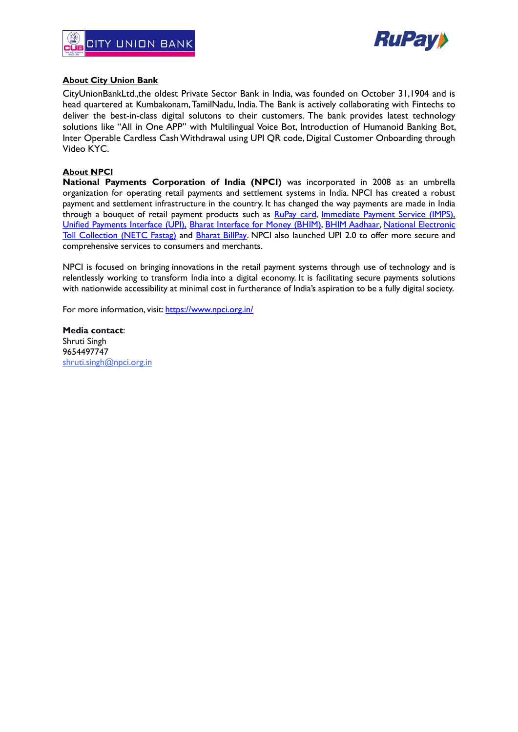**About City Union Bank**

CityUnionBankLtd.,the oldest Private Sector Bank in India, was founded on October 31,1904 and is head quartered at Kumbakonam, TamilNadu, India. The Bank is actively collaborating with Fintechs to deliver the best-in-class digital solutons to their customers. The bank provides latest technology solutions like "All in One APP" with Multilingual Voice Bot, Introduction of Humanoid Banking Bot, Inter Operable Cardless Cash Withdrawal using UPI QR code, Digital Customer Onboarding through Video KYC.

**About NPCI**

**National Payments Corporation of India (NPCI)** was incorporated in 2008 as an umbrella organization for operating retail payments and settlement systems in India. NPCI has created a robust payment and settlement infrastructure in the country. It has changed the way payments are made in India through a bouquet of retail payment products such as RuPay card, Immediate Payment Service (IMPS), Unified Payments Interface (UPI), Bharat Interface for Money (BHIM), BHIM Aadhaar, National Electronic Toll Collection (NETC Fastag) and Bharat BillPay. NPCI also launched UPI 2.0 to offer more secure and comprehensive services to consumers and merchants.

NPCI is focused on bringing innovations in the retail payment systems through use of technology and is relentlessly working to transform India into a digital economy. It is facilitating secure payments solutions with nationwide accessibility at minimal cost in furtherance of India's aspiration to be a fully digital society.

For more information, visit: https://www.npci.org.in/

**Media contact**:
Shruti Singh
9654497747
shruti.singh@npci.org.in